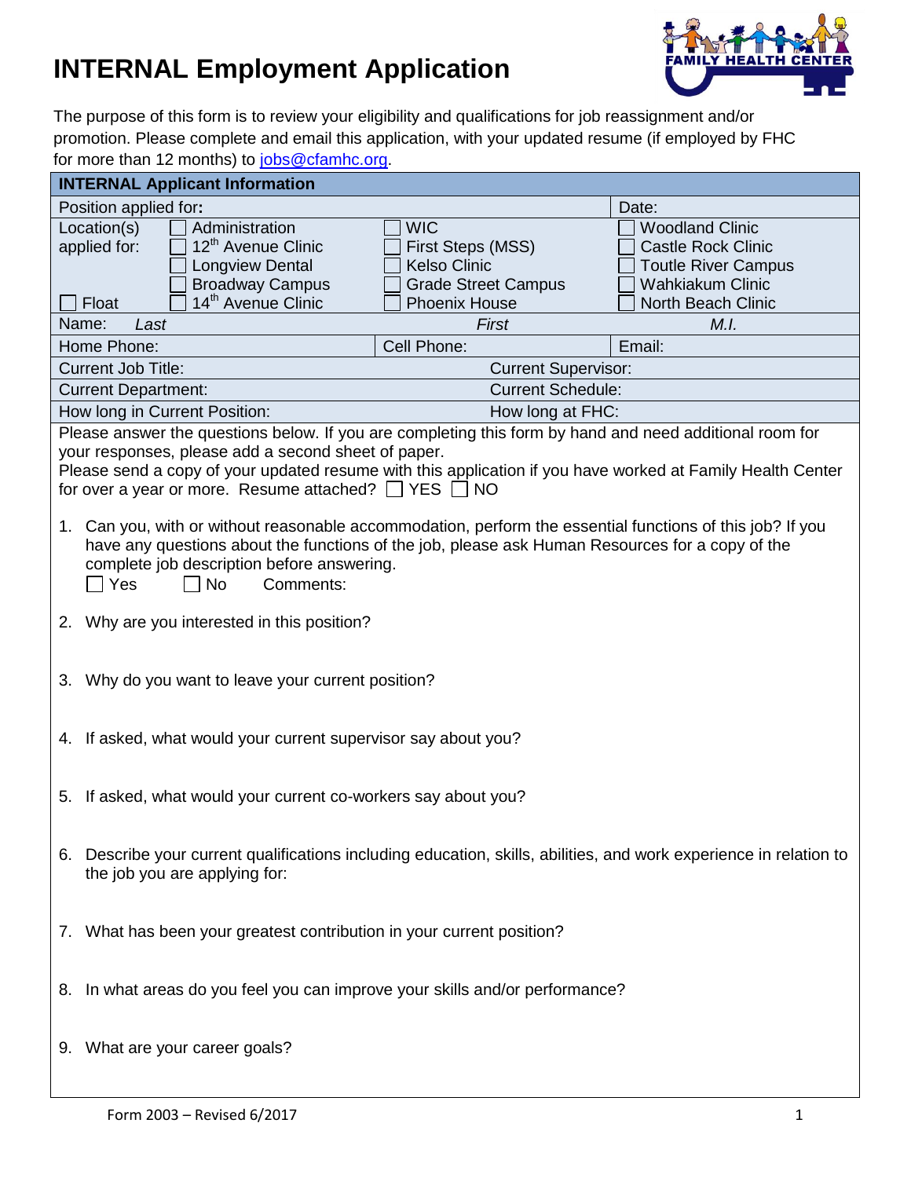# INTERNAL Employment Application

The purpose of this form is to review your eligibility and qualifications for job reassignment and/or promotion. Please complete and email this application, with your updated resume (if employed by FHC for more than 12 months) to jobs@cfamhc.org.

| INTERNAL Applicant Information | | | |
|---|---|---|---|
| Position applied for: | | | Date: |
| Location(s) applied for: ☐ Float | ☐ Administration<br>☐ 12th Avenue Clinic<br>☐ Longview Dental<br>☐ Broadway Campus<br>☐ 14th Avenue Clinic | ☐ WIC<br>☐ First Steps (MSS)<br>☐ Kelso Clinic<br>☐ Grade Street Campus<br>☐ Phoenix House | ☐ Woodland Clinic<br>☐ Castle Rock Clinic<br>☐ Toutle River Campus<br>☐ Wahkiakum Clinic<br>☐ North Beach Clinic |
| Name: *Last* | | *First* | *M.I.* |
| Home Phone: | Cell Phone: | | Email: |
| Current Job Title: | | Current Supervisor: | |
| Current Department: | | Current Schedule: | |
| How long in Current Position: | | How long at FHC: | |

Please answer the questions below. If you are completing this form by hand and need additional room for your responses, please add a second sheet of paper.
Please send a copy of your updated resume with this application if you have worked at Family Health Center for over a year or more. Resume attached? ☐ YES ☐ NO

1. Can you, with or without reasonable accommodation, perform the essential functions of this job? If you have any questions about the functions of the job, please ask Human Resources for a copy of the complete job description before answering.
   ☐ Yes ☐ No Comments:

2. Why are you interested in this position?

3. Why do you want to leave your current position?

4. If asked, what would your current supervisor say about you?

5. If asked, what would your current co-workers say about you?

6. Describe your current qualifications including education, skills, abilities, and work experience in relation to the job you are applying for:

7. What has been your greatest contribution in your current position?

8. In what areas do you feel you can improve your skills and/or performance?

9. What are your career goals?

Form 2003 – Revised 6/2017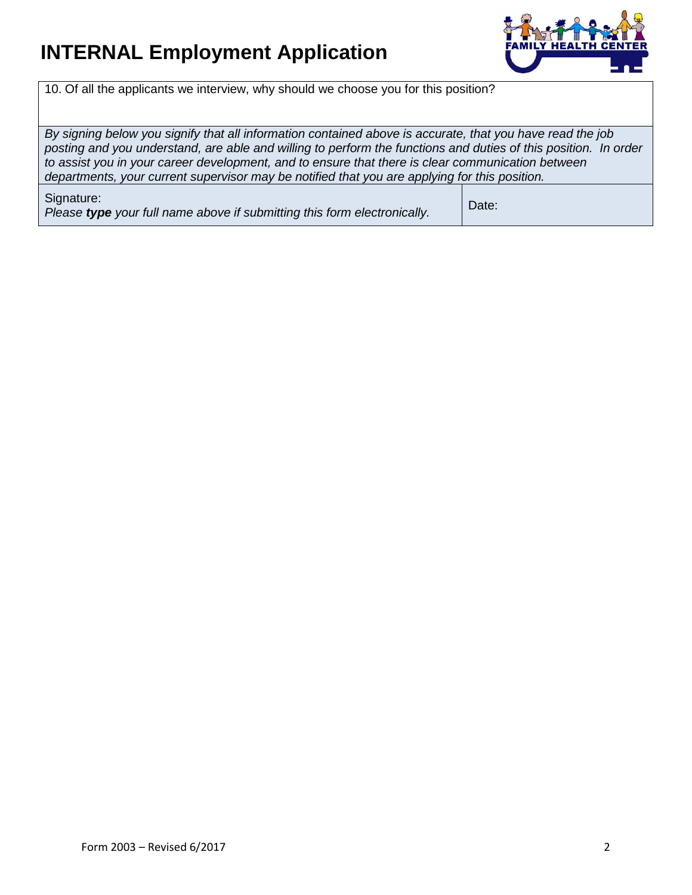# INTERNAL Employment Application

FAMILY HEALTH CENTER

10. Of all the applicants we interview, why should we choose you for this position?

*By signing below you signify that all information contained above is accurate, that you have read the job posting and you understand, are able and willing to perform the functions and duties of this position. In order to assist you in your career development, and to ensure that there is clear communication between departments, your current supervisor may be notified that you are applying for this position.*

| | |
|---|---|
| Signature:<br>*Please **type** your full name above if submitting this form electronically.* | Date: |

Form 2003 – Revised 6/2017